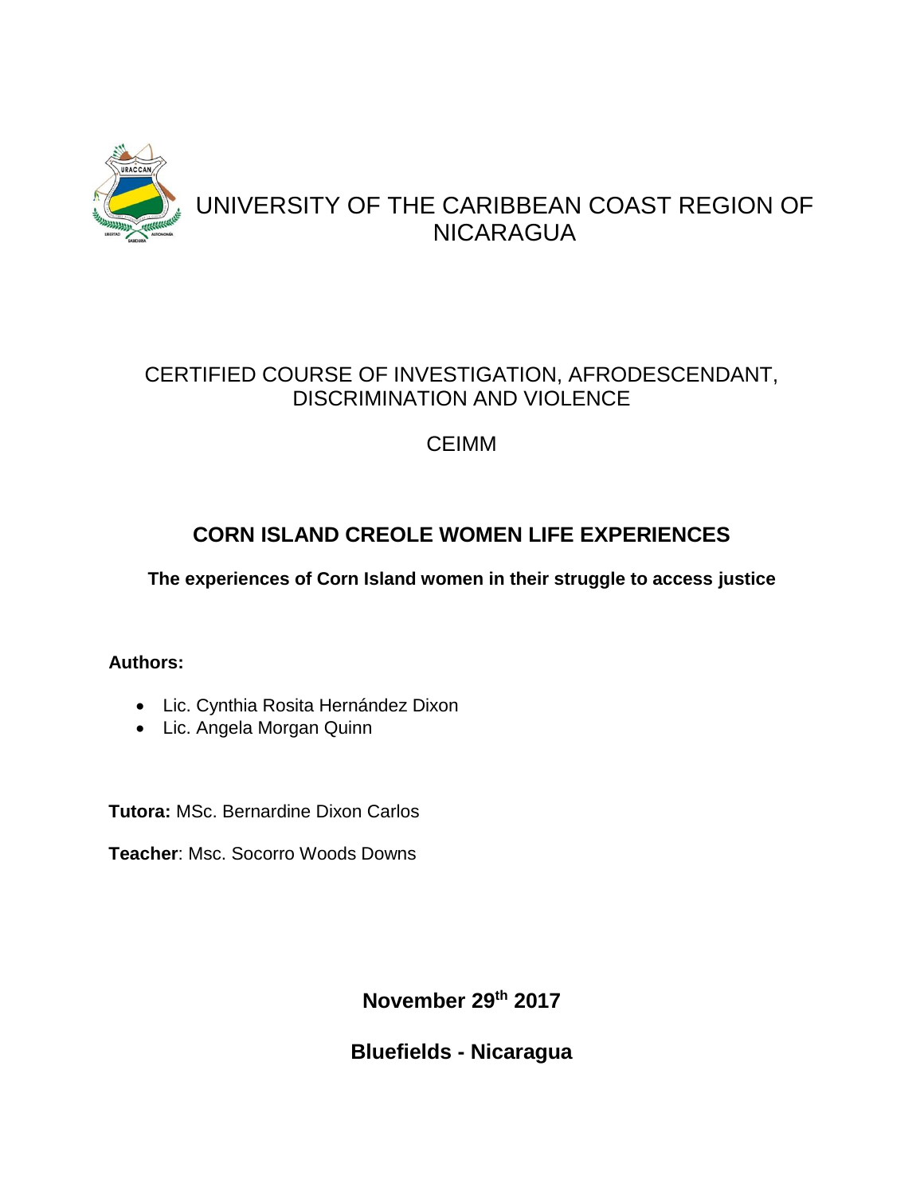# UNIVERSITY OF THE CARIBBEAN COAST REGION OF NICARAGUA

CERTIFIED COURSE OF INVESTIGATION, AFRODESCENDANT, DISCRIMINATION AND VIOLENCE

CEIMM

## CORN ISLAND CREOLE WOMEN LIFE EXPERIENCES

**The experiences of Corn Island women in their struggle to access justice**

**Authors:**

- Lic. Cynthia Rosita Hernández Dixon
- Lic. Angela Morgan Quinn

**Tutora:** MSc. Bernardine Dixon Carlos

**Teacher**: Msc. Socorro Woods Downs

**November 29th 2017**

**Bluefields - Nicaragua**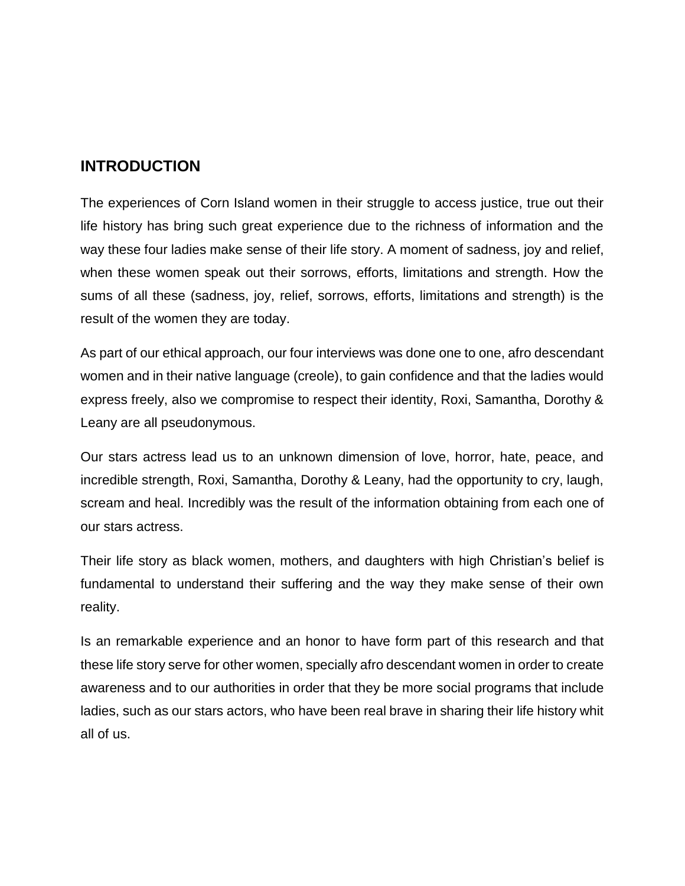## INTRODUCTION

The experiences of Corn Island women in their struggle to access justice, true out their life history has bring such great experience due to the richness of information and the way these four ladies make sense of their life story. A moment of sadness, joy and relief, when these women speak out their sorrows, efforts, limitations and strength. How the sums of all these (sadness, joy, relief, sorrows, efforts, limitations and strength) is the result of the women they are today.

As part of our ethical approach, our four interviews was done one to one, afro descendant women and in their native language (creole), to gain confidence and that the ladies would express freely, also we compromise to respect their identity, Roxi, Samantha, Dorothy & Leany are all pseudonymous.

Our stars actress lead us to an unknown dimension of love, horror, hate, peace, and incredible strength, Roxi, Samantha, Dorothy & Leany, had the opportunity to cry, laugh, scream and heal. Incredibly was the result of the information obtaining from each one of our stars actress.

Their life story as black women, mothers, and daughters with high Christian's belief is fundamental to understand their suffering and the way they make sense of their own reality.

Is an remarkable experience and an honor to have form part of this research and that these life story serve for other women, specially afro descendant women in order to create awareness and to our authorities in order that they be more social programs that include ladies, such as our stars actors, who have been real brave in sharing their life history whit all of us.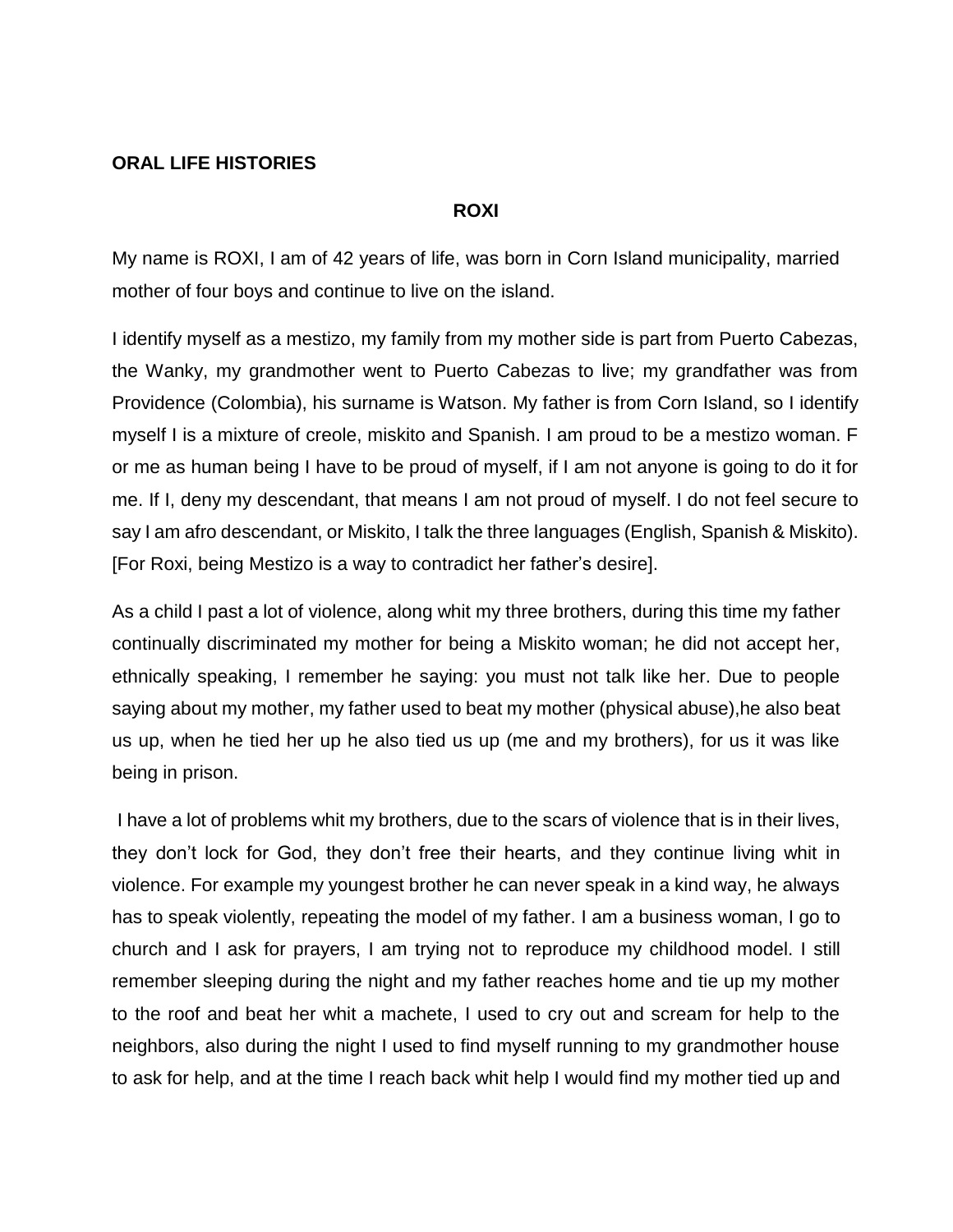**ORAL LIFE HISTORIES**

**ROXI**

My name is ROXI, I am of 42 years of life, was born in Corn Island municipality, married mother of four boys and continue to live on the island.

I identify myself as a mestizo, my family from my mother side is part from Puerto Cabezas, the Wanky, my grandmother went to Puerto Cabezas to live; my grandfather was from Providence (Colombia), his surname is Watson. My father is from Corn Island, so I identify myself I is a mixture of creole, miskito and Spanish. I am proud to be a mestizo woman. F or me as human being I have to be proud of myself, if I am not anyone is going to do it for me. If I, deny my descendant, that means I am not proud of myself. I do not feel secure to say I am afro descendant, or Miskito, I talk the three languages (English, Spanish & Miskito). [For Roxi, being Mestizo is a way to contradict her father's desire].

As a child I past a lot of violence, along whit my three brothers, during this time my father continually discriminated my mother for being a Miskito woman; he did not accept her, ethnically speaking, I remember he saying: you must not talk like her. Due to people saying about my mother, my father used to beat my mother (physical abuse),he also beat us up, when he tied her up he also tied us up (me and my brothers), for us it was like being in prison.

I have a lot of problems whit my brothers, due to the scars of violence that is in their lives, they don't lock for God, they don't free their hearts, and they continue living whit in violence. For example my youngest brother he can never speak in a kind way, he always has to speak violently, repeating the model of my father. I am a business woman, I go to church and I ask for prayers, I am trying not to reproduce my childhood model. I still remember sleeping during the night and my father reaches home and tie up my mother to the roof and beat her whit a machete, I used to cry out and scream for help to the neighbors, also during the night I used to find myself running to my grandmother house to ask for help, and at the time I reach back whit help I would find my mother tied up and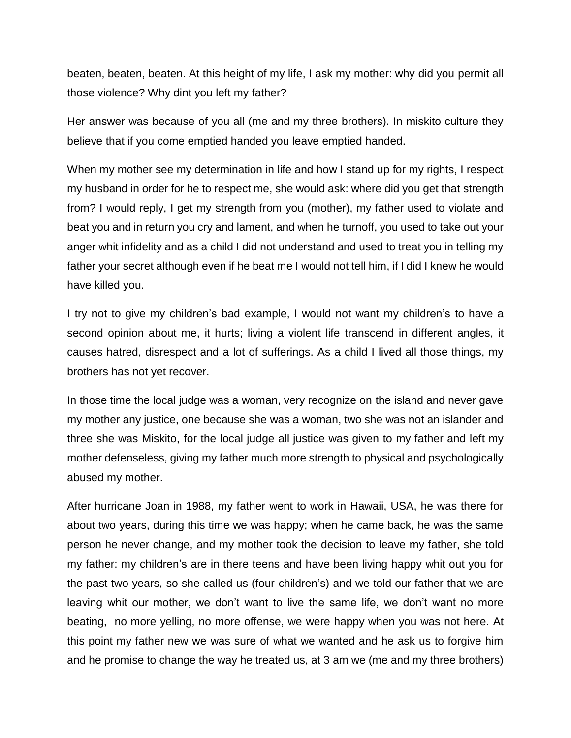beaten, beaten, beaten. At this height of my life, I ask my mother: why did you permit all those violence? Why dint you left my father?

Her answer was because of you all (me and my three brothers). In miskito culture they believe that if you come emptied handed you leave emptied handed.

When my mother see my determination in life and how I stand up for my rights, I respect my husband in order for he to respect me, she would ask: where did you get that strength from? I would reply, I get my strength from you (mother), my father used to violate and beat you and in return you cry and lament, and when he turnoff, you used to take out your anger whit infidelity and as a child I did not understand and used to treat you in telling my father your secret although even if he beat me I would not tell him, if I did I knew he would have killed you.

I try not to give my children's bad example, I would not want my children's to have a second opinion about me, it hurts; living a violent life transcend in different angles, it causes hatred, disrespect and a lot of sufferings. As a child I lived all those things, my brothers has not yet recover.

In those time the local judge was a woman, very recognize on the island and never gave my mother any justice, one because she was a woman, two she was not an islander and three she was Miskito, for the local judge all justice was given to my father and left my mother defenseless, giving my father much more strength to physical and psychologically abused my mother.

After hurricane Joan in 1988, my father went to work in Hawaii, USA, he was there for about two years, during this time we was happy; when he came back, he was the same person he never change, and my mother took the decision to leave my father, she told my father: my children's are in there teens and have been living happy whit out you for the past two years, so she called us (four children's) and we told our father that we are leaving whit our mother, we don't want to live the same life, we don't want no more beating, no more yelling, no more offense, we were happy when you was not here. At this point my father new we was sure of what we wanted and he ask us to forgive him and he promise to change the way he treated us, at 3 am we (me and my three brothers)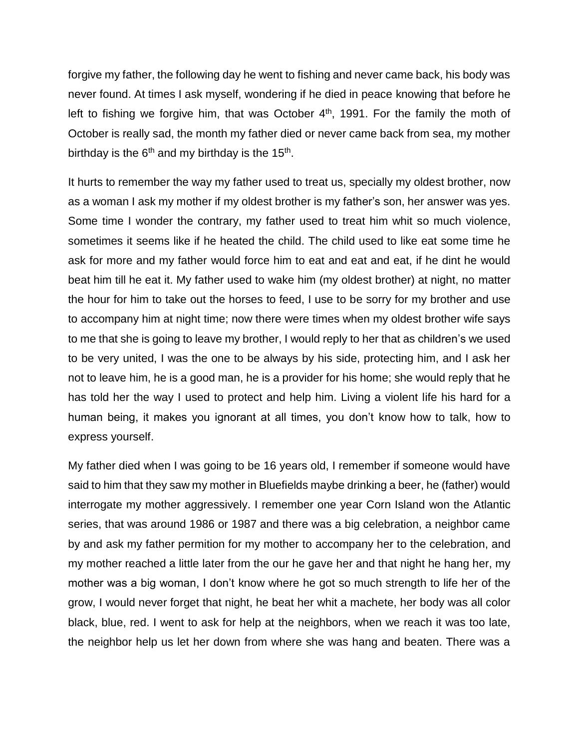forgive my father, the following day he went to fishing and never came back, his body was never found. At times I ask myself, wondering if he died in peace knowing that before he left to fishing we forgive him, that was October 4th, 1991. For the family the moth of October is really sad, the month my father died or never came back from sea, my mother birthday is the 6th and my birthday is the 15th.

It hurts to remember the way my father used to treat us, specially my oldest brother, now as a woman I ask my mother if my oldest brother is my father's son, her answer was yes. Some time I wonder the contrary, my father used to treat him whit so much violence, sometimes it seems like if he heated the child. The child used to like eat some time he ask for more and my father would force him to eat and eat and eat, if he dint he would beat him till he eat it. My father used to wake him (my oldest brother) at night, no matter the hour for him to take out the horses to feed, I use to be sorry for my brother and use to accompany him at night time; now there were times when my oldest brother wife says to me that she is going to leave my brother, I would reply to her that as children's we used to be very united, I was the one to be always by his side, protecting him, and I ask her not to leave him, he is a good man, he is a provider for his home; she would reply that he has told her the way I used to protect and help him. Living a violent life his hard for a human being, it makes you ignorant at all times, you don't know how to talk, how to express yourself.

My father died when I was going to be 16 years old, I remember if someone would have said to him that they saw my mother in Bluefields maybe drinking a beer, he (father) would interrogate my mother aggressively. I remember one year Corn Island won the Atlantic series, that was around 1986 or 1987 and there was a big celebration, a neighbor came by and ask my father permition for my mother to accompany her to the celebration, and my mother reached a little later from the our he gave her and that night he hang her, my mother was a big woman, I don't know where he got so much strength to life her of the grow, I would never forget that night, he beat her whit a machete, her body was all color black, blue, red. I went to ask for help at the neighbors, when we reach it was too late, the neighbor help us let her down from where she was hang and beaten. There was a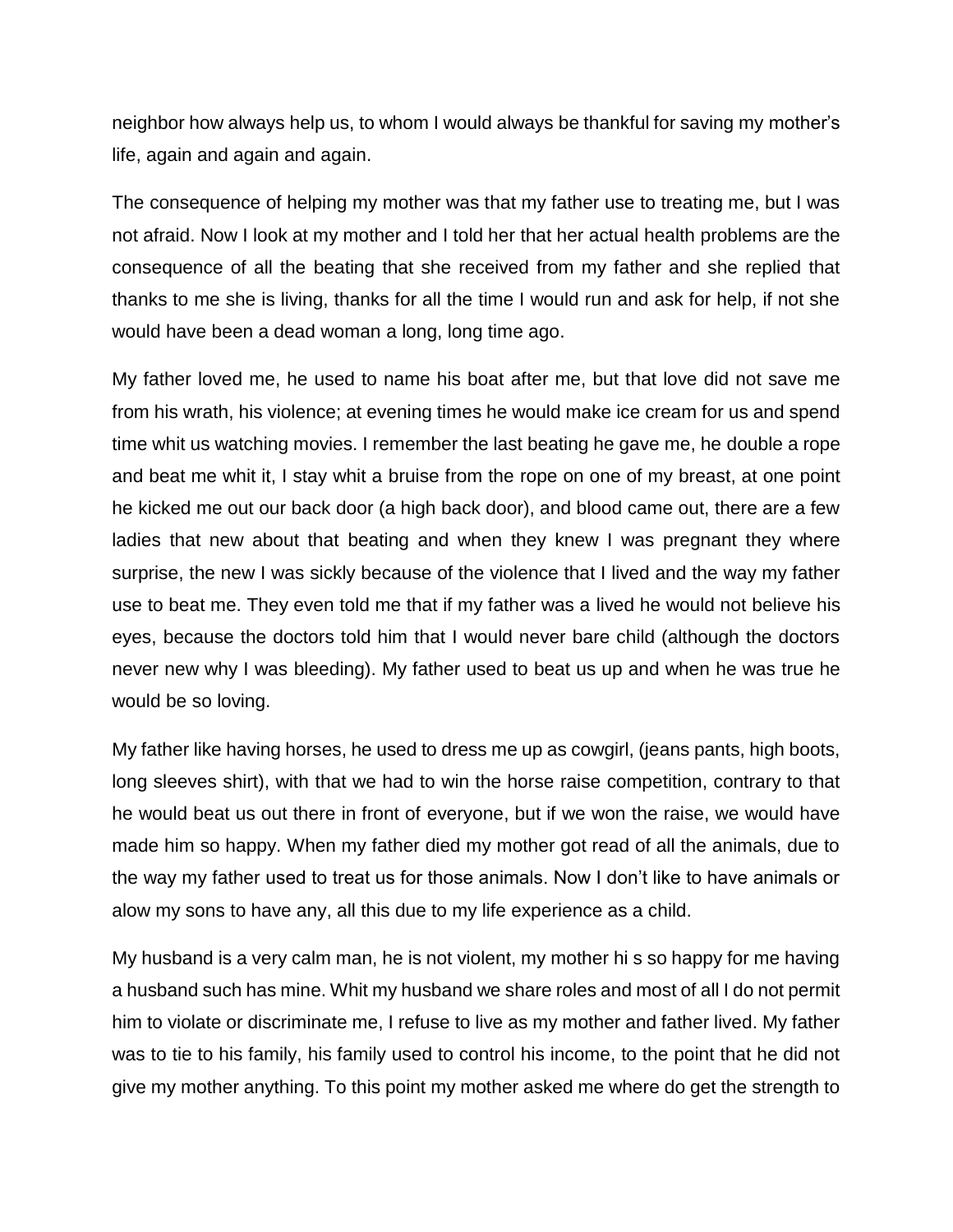neighbor how always help us, to whom I would always be thankful for saving my mother's life, again and again and again.

The consequence of helping my mother was that my father use to treating me, but I was not afraid. Now I look at my mother and I told her that her actual health problems are the consequence of all the beating that she received from my father and she replied that thanks to me she is living, thanks for all the time I would run and ask for help, if not she would have been a dead woman a long, long time ago.

My father loved me, he used to name his boat after me, but that love did not save me from his wrath, his violence; at evening times he would make ice cream for us and spend time whit us watching movies. I remember the last beating he gave me, he double a rope and beat me whit it, I stay whit a bruise from the rope on one of my breast, at one point he kicked me out our back door (a high back door), and blood came out, there are a few ladies that new about that beating and when they knew I was pregnant they where surprise, the new I was sickly because of the violence that I lived and the way my father use to beat me. They even told me that if my father was a lived he would not believe his eyes, because the doctors told him that I would never bare child (although the doctors never new why I was bleeding). My father used to beat us up and when he was true he would be so loving.

My father like having horses, he used to dress me up as cowgirl, (jeans pants, high boots, long sleeves shirt), with that we had to win the horse raise competition, contrary to that he would beat us out there in front of everyone, but if we won the raise, we would have made him so happy. When my father died my mother got read of all the animals, due to the way my father used to treat us for those animals. Now I don't like to have animals or alow my sons to have any, all this due to my life experience as a child.

My husband is a very calm man, he is not violent, my mother hi s so happy for me having a husband such has mine. Whit my husband we share roles and most of all I do not permit him to violate or discriminate me, I refuse to live as my mother and father lived. My father was to tie to his family, his family used to control his income, to the point that he did not give my mother anything. To this point my mother asked me where do get the strength to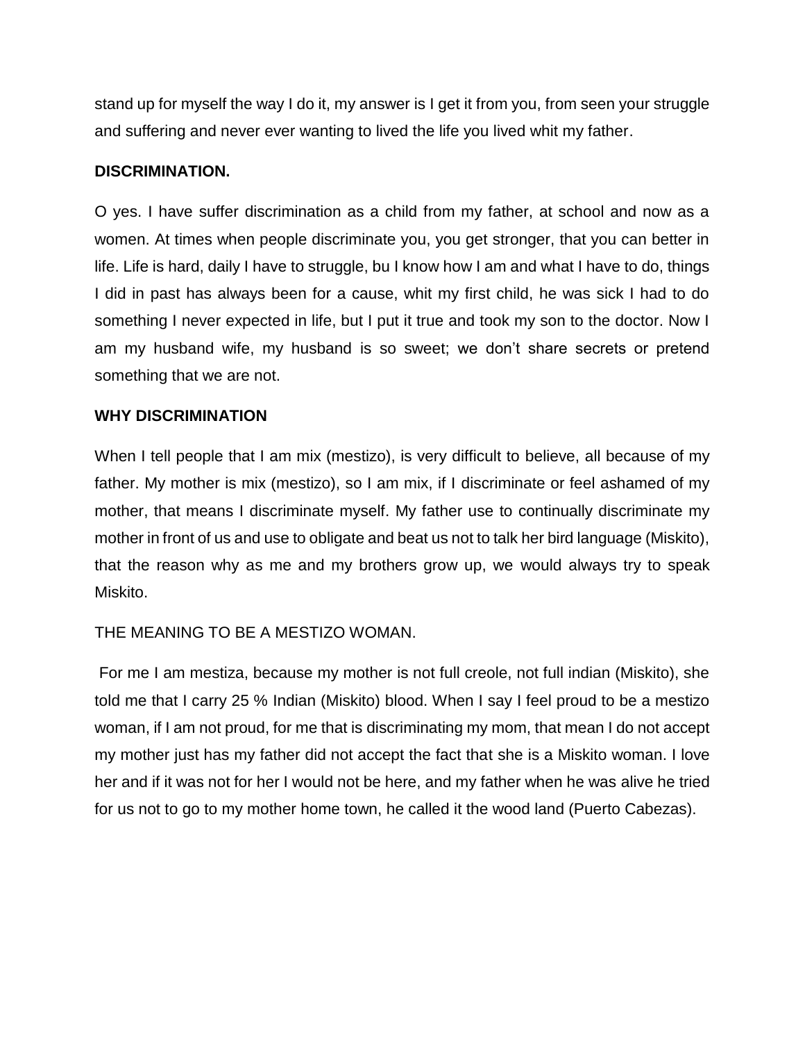stand up for myself the way I do it, my answer is I get it from you, from seen your struggle and suffering and never ever wanting to lived the life you lived whit my father.

**DISCRIMINATION.**

O yes. I have suffer discrimination as a child from my father, at school and now as a women. At times when people discriminate you, you get stronger, that you can better in life. Life is hard, daily I have to struggle, bu I know how I am and what I have to do, things I did in past has always been for a cause, whit my first child, he was sick I had to do something I never expected in life, but I put it true and took my son to the doctor. Now I am my husband wife, my husband is so sweet; we don't share secrets or pretend something that we are not.

**WHY DISCRIMINATION**

When I tell people that I am mix (mestizo), is very difficult to believe, all because of my father. My mother is mix (mestizo), so I am mix, if I discriminate or feel ashamed of my mother, that means I discriminate myself. My father use to continually discriminate my mother in front of us and use to obligate and beat us not to talk her bird language (Miskito), that the reason why as me and my brothers grow up, we would always try to speak Miskito.

THE MEANING TO BE A MESTIZO WOMAN.

For me I am mestiza, because my mother is not full creole, not full indian (Miskito), she told me that I carry 25 % Indian (Miskito) blood. When I say I feel proud to be a mestizo woman, if I am not proud, for me that is discriminating my mom, that mean I do not accept my mother just has my father did not accept the fact that she is a Miskito woman. I love her and if it was not for her I would not be here, and my father when he was alive he tried for us not to go to my mother home town, he called it the wood land (Puerto Cabezas).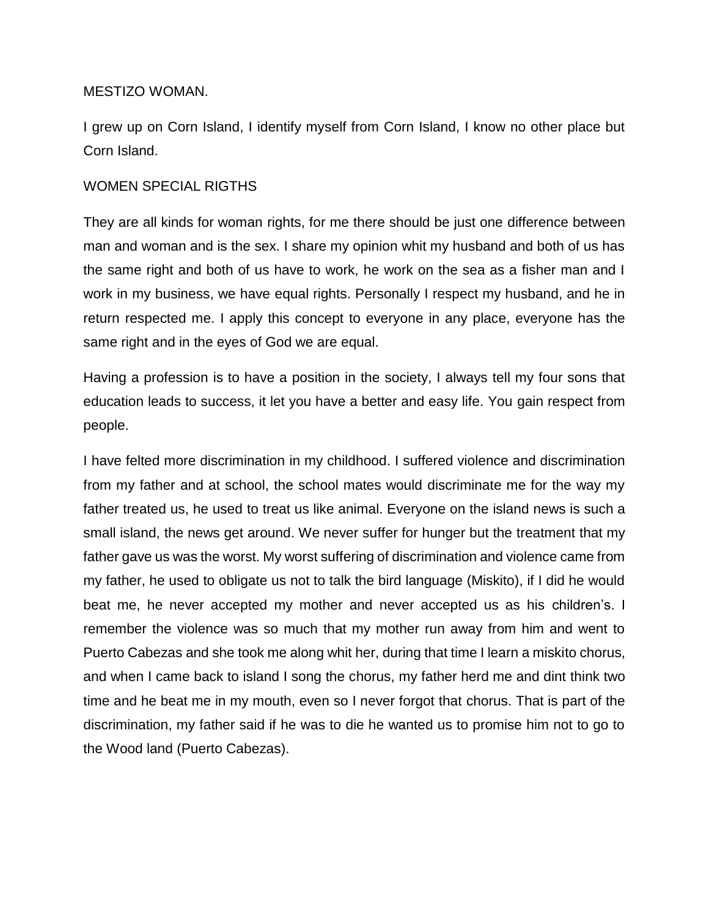MESTIZO WOMAN.

I grew up on Corn Island, I identify myself from Corn Island, I know no other place but Corn Island.

WOMEN SPECIAL RIGTHS

They are all kinds for woman rights, for me there should be just one difference between man and woman and is the sex. I share my opinion whit my husband and both of us has the same right and both of us have to work, he work on the sea as a fisher man and I work in my business, we have equal rights. Personally I respect my husband, and he in return respected me. I apply this concept to everyone in any place, everyone has the same right and in the eyes of God we are equal.

Having a profession is to have a position in the society, I always tell my four sons that education leads to success, it let you have a better and easy life. You gain respect from people.

I have felted more discrimination in my childhood. I suffered violence and discrimination from my father and at school, the school mates would discriminate me for the way my father treated us, he used to treat us like animal. Everyone on the island news is such a small island, the news get around. We never suffer for hunger but the treatment that my father gave us was the worst. My worst suffering of discrimination and violence came from my father, he used to obligate us not to talk the bird language (Miskito), if I did he would beat me, he never accepted my mother and never accepted us as his children's. I remember the violence was so much that my mother run away from him and went to Puerto Cabezas and she took me along whit her, during that time I learn a miskito chorus, and when I came back to island I song the chorus, my father herd me and dint think two time and he beat me in my mouth, even so I never forgot that chorus. That is part of the discrimination, my father said if he was to die he wanted us to promise him not to go to the Wood land (Puerto Cabezas).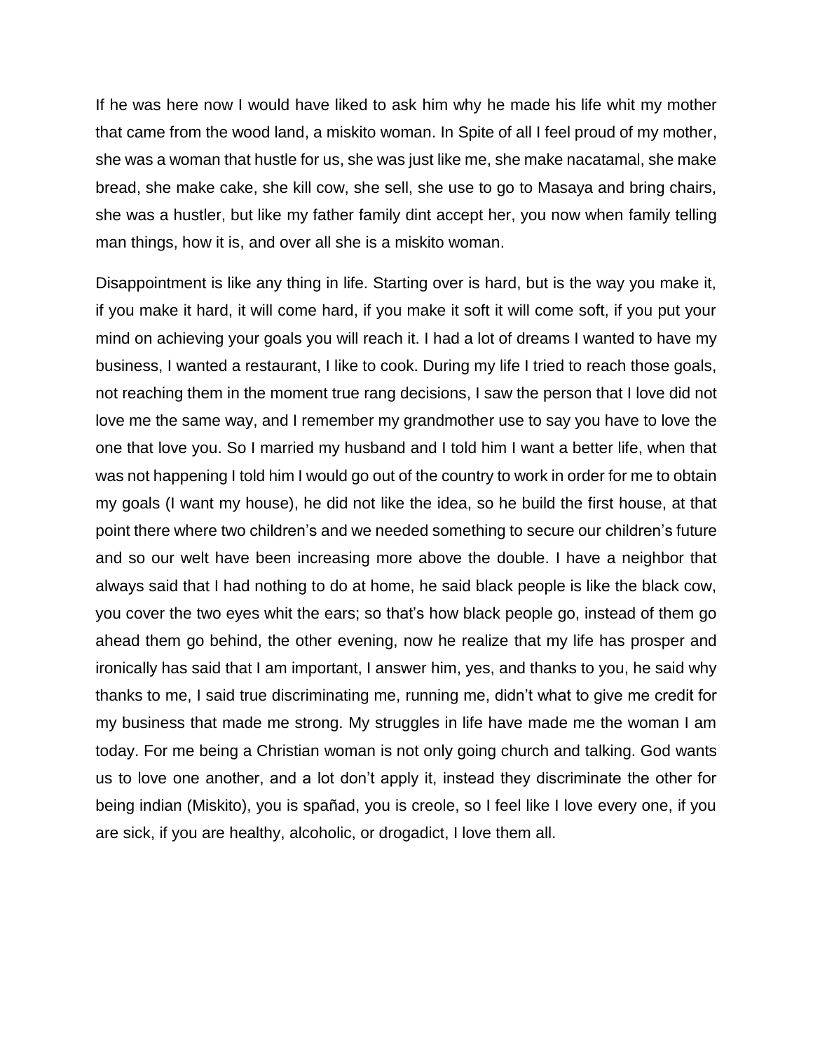If he was here now I would have liked to ask him why he made his life whit my mother that came from the wood land, a miskito woman. In Spite of all I feel proud of my mother, she was a woman that hustle for us, she was just like me, she make nacatamal, she make bread, she make cake, she kill cow, she sell, she use to go to Masaya and bring chairs, she was a hustler, but like my father family dint accept her, you now when family telling man things, how it is, and over all she is a miskito woman.

Disappointment is like any thing in life. Starting over is hard, but is the way you make it, if you make it hard, it will come hard, if you make it soft it will come soft, if you put your mind on achieving your goals you will reach it. I had a lot of dreams I wanted to have my business, I wanted a restaurant, I like to cook. During my life I tried to reach those goals, not reaching them in the moment true rang decisions, I saw the person that I love did not love me the same way, and I remember my grandmother use to say you have to love the one that love you. So I married my husband and I told him I want a better life, when that was not happening I told him I would go out of the country to work in order for me to obtain my goals (I want my house), he did not like the idea, so he build the first house, at that point there where two children's and we needed something to secure our children's future and so our welt have been increasing more above the double. I have a neighbor that always said that I had nothing to do at home, he said black people is like the black cow, you cover the two eyes whit the ears; so that's how black people go, instead of them go ahead them go behind, the other evening, now he realize that my life has prosper and ironically has said that I am important, I answer him, yes, and thanks to you, he said why thanks to me, I said true discriminating me, running me, didn't what to give me credit for my business that made me strong. My struggles in life have made me the woman I am today. For me being a Christian woman is not only going church and talking. God wants us to love one another, and a lot don't apply it, instead they discriminate the other for being indian (Miskito), you is spañad, you is creole, so I feel like I love every one, if you are sick, if you are healthy, alcoholic, or drogadict, I love them all.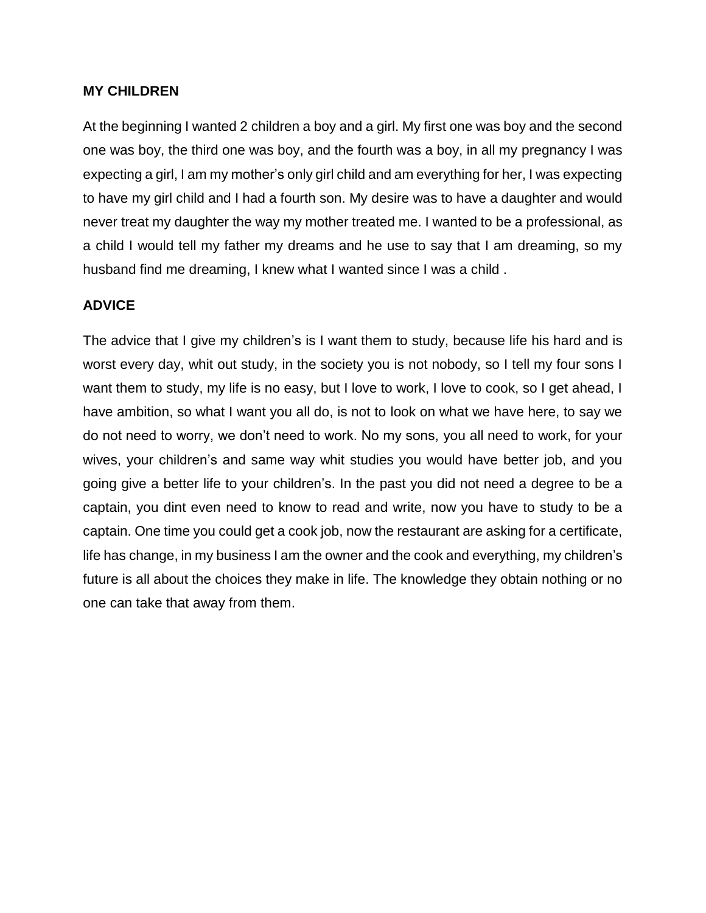**MY CHILDREN**

At the beginning I wanted 2 children a boy and a girl. My first one was boy and the second one was boy, the third one was boy, and the fourth was a boy, in all my pregnancy I was expecting a girl, I am my mother's only girl child and am everything for her, I was expecting to have my girl child and I had a fourth son. My desire was to have a daughter and would never treat my daughter the way my mother treated me. I wanted to be a professional, as a child I would tell my father my dreams and he use to say that I am dreaming, so my husband find me dreaming, I knew what I wanted since I was a child .

**ADVICE**

The advice that I give my children's is I want them to study, because life his hard and is worst every day, whit out study, in the society you is not nobody, so I tell my four sons I want them to study, my life is no easy, but I love to work, I love to cook, so I get ahead, I have ambition, so what I want you all do, is not to look on what we have here, to say we do not need to worry, we don't need to work. No my sons, you all need to work, for your wives, your children's and same way whit studies you would have better job, and you going give a better life to your children's. In the past you did not need a degree to be a captain, you dint even need to know to read and write, now you have to study to be a captain. One time you could get a cook job, now the restaurant are asking for a certificate, life has change, in my business I am the owner and the cook and everything, my children's future is all about the choices they make in life. The knowledge they obtain nothing or no one can take that away from them.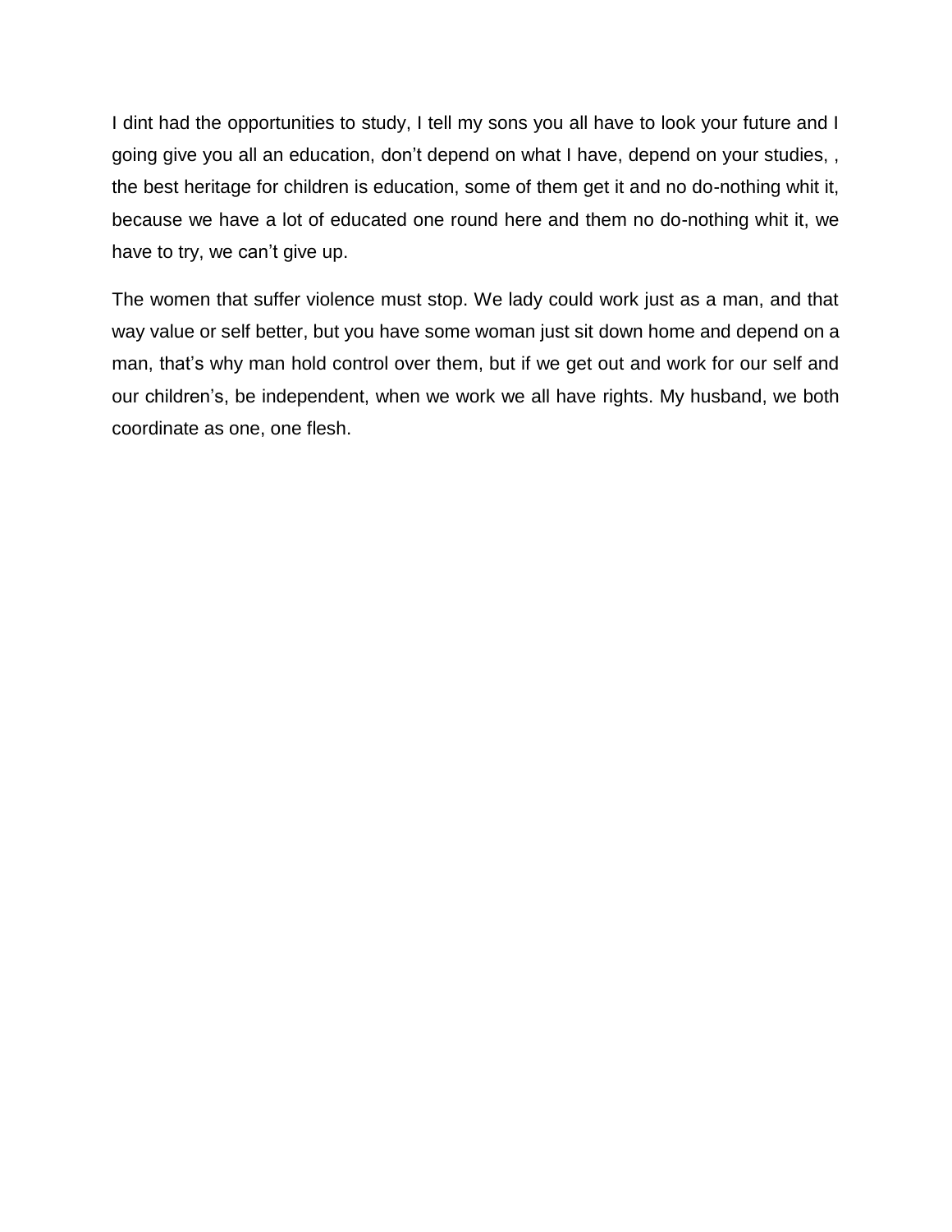I dint had the opportunities to study, I tell my sons you all have to look your future and I going give you all an education, don't depend on what I have, depend on your studies, , the best heritage for children is education, some of them get it and no do-nothing whit it, because we have a lot of educated one round here and them no do-nothing whit it, we have to try, we can't give up.

The women that suffer violence must stop. We lady could work just as a man, and that way value or self better, but you have some woman just sit down home and depend on a man, that's why man hold control over them, but if we get out and work for our self and our children's, be independent, when we work we all have rights. My husband, we both coordinate as one, one flesh.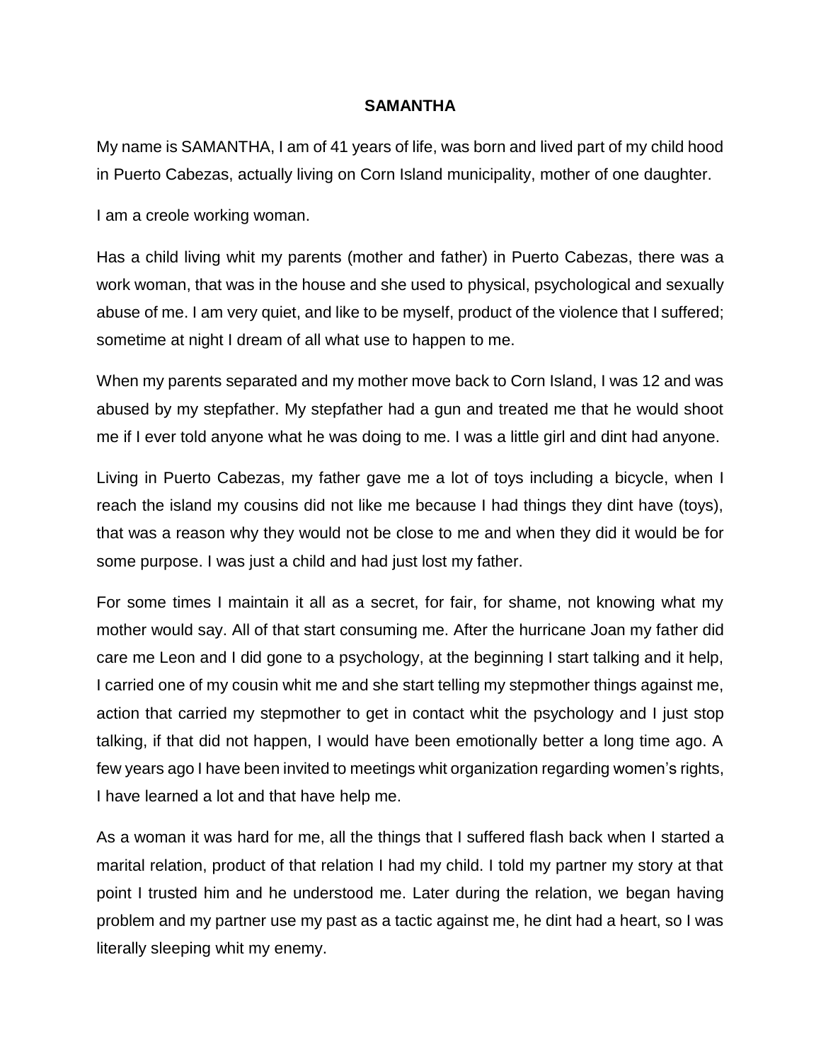## SAMANTHA

My name is SAMANTHA, I am of 41 years of life, was born and lived part of my child hood in Puerto Cabezas, actually living on Corn Island municipality, mother of one daughter.

I am a creole working woman.

Has a child living whit my parents (mother and father) in Puerto Cabezas, there was a work woman, that was in the house and she used to physical, psychological and sexually abuse of me. I am very quiet, and like to be myself, product of the violence that I suffered; sometime at night I dream of all what use to happen to me.

When my parents separated and my mother move back to Corn Island, I was 12 and was abused by my stepfather. My stepfather had a gun and treated me that he would shoot me if I ever told anyone what he was doing to me. I was a little girl and dint had anyone.

Living in Puerto Cabezas, my father gave me a lot of toys including a bicycle, when I reach the island my cousins did not like me because I had things they dint have (toys), that was a reason why they would not be close to me and when they did it would be for some purpose. I was just a child and had just lost my father.

For some times I maintain it all as a secret, for fair, for shame, not knowing what my mother would say. All of that start consuming me. After the hurricane Joan my father did care me Leon and I did gone to a psychology, at the beginning I start talking and it help, I carried one of my cousin whit me and she start telling my stepmother things against me, action that carried my stepmother to get in contact whit the psychology and I just stop talking, if that did not happen, I would have been emotionally better a long time ago. A few years ago I have been invited to meetings whit organization regarding women's rights, I have learned a lot and that have help me.

As a woman it was hard for me, all the things that I suffered flash back when I started a marital relation, product of that relation I had my child. I told my partner my story at that point I trusted him and he understood me. Later during the relation, we began having problem and my partner use my past as a tactic against me, he dint had a heart, so I was literally sleeping whit my enemy.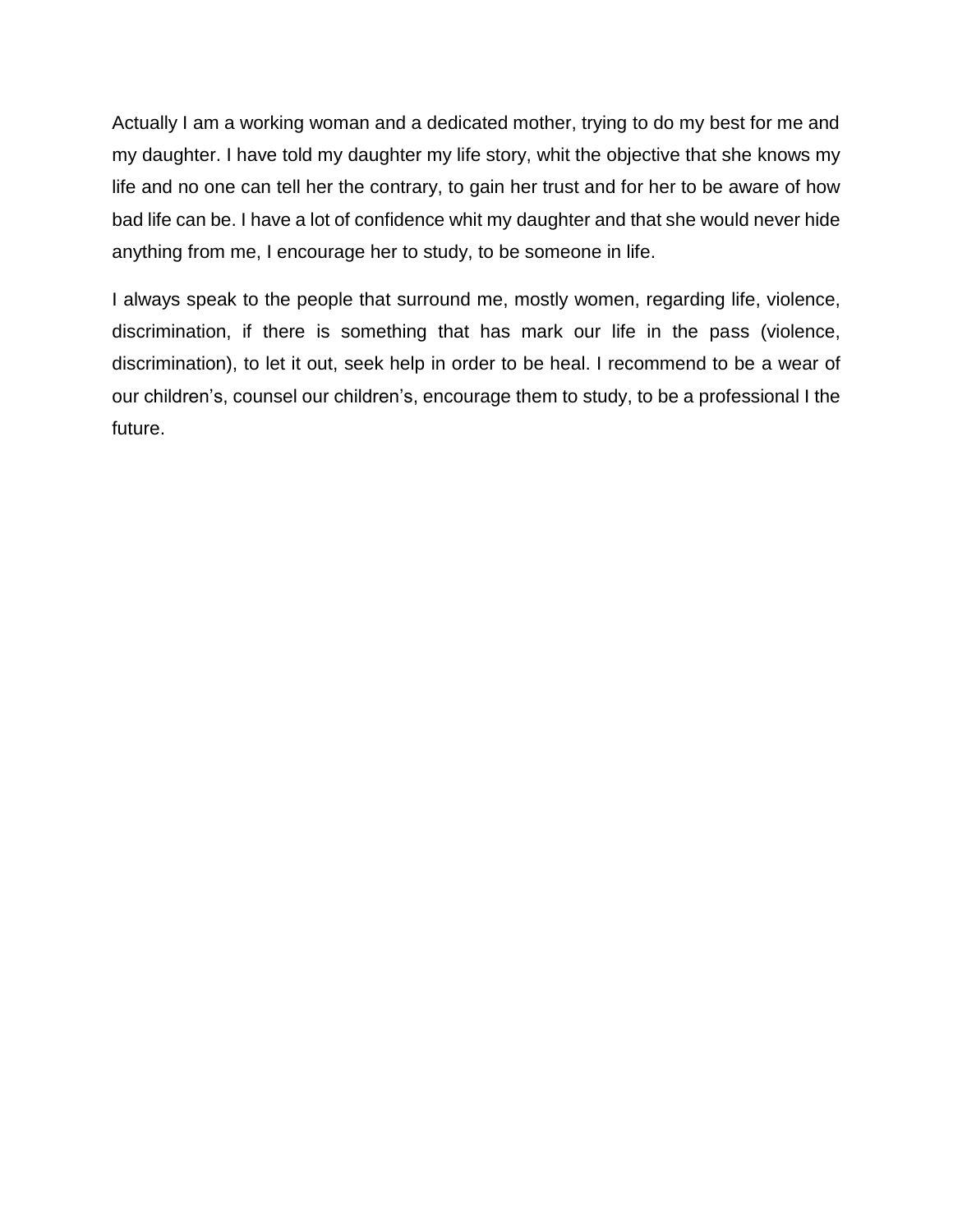Actually I am a working woman and a dedicated mother, trying to do my best for me and my daughter. I have told my daughter my life story, whit the objective that she knows my life and no one can tell her the contrary, to gain her trust and for her to be aware of how bad life can be. I have a lot of confidence whit my daughter and that she would never hide anything from me, I encourage her to study, to be someone in life.

I always speak to the people that surround me, mostly women, regarding life, violence, discrimination, if there is something that has mark our life in the pass (violence, discrimination), to let it out, seek help in order to be heal. I recommend to be a wear of our children's, counsel our children's, encourage them to study, to be a professional I the future.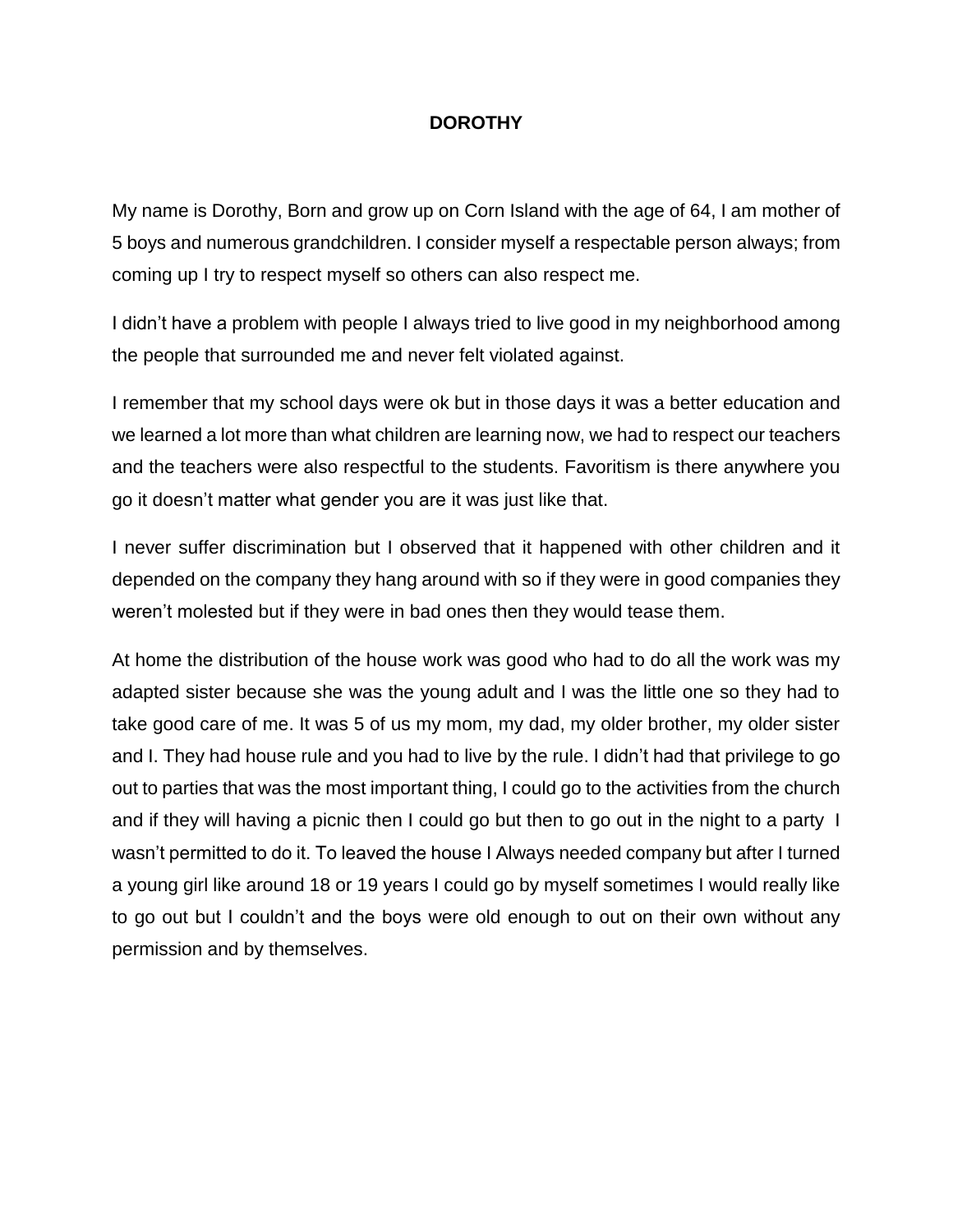# DOROTHY

My name is Dorothy, Born and grow up on Corn Island with the age of 64, I am mother of 5 boys and numerous grandchildren. I consider myself a respectable person always; from coming up I try to respect myself so others can also respect me.

I didn't have a problem with people I always tried to live good in my neighborhood among the people that surrounded me and never felt violated against.

I remember that my school days were ok but in those days it was a better education and we learned a lot more than what children are learning now, we had to respect our teachers and the teachers were also respectful to the students. Favoritism is there anywhere you go it doesn't matter what gender you are it was just like that.

I never suffer discrimination but I observed that it happened with other children and it depended on the company they hang around with so if they were in good companies they weren't molested but if they were in bad ones then they would tease them.

At home the distribution of the house work was good who had to do all the work was my adapted sister because she was the young adult and I was the little one so they had to take good care of me. It was 5 of us my mom, my dad, my older brother, my older sister and I. They had house rule and you had to live by the rule. I didn't had that privilege to go out to parties that was the most important thing, I could go to the activities from the church and if they will having a picnic then I could go but then to go out in the night to a party I wasn't permitted to do it. To leaved the house I Always needed company but after I turned a young girl like around 18 or 19 years I could go by myself sometimes I would really like to go out but I couldn't and the boys were old enough to out on their own without any permission and by themselves.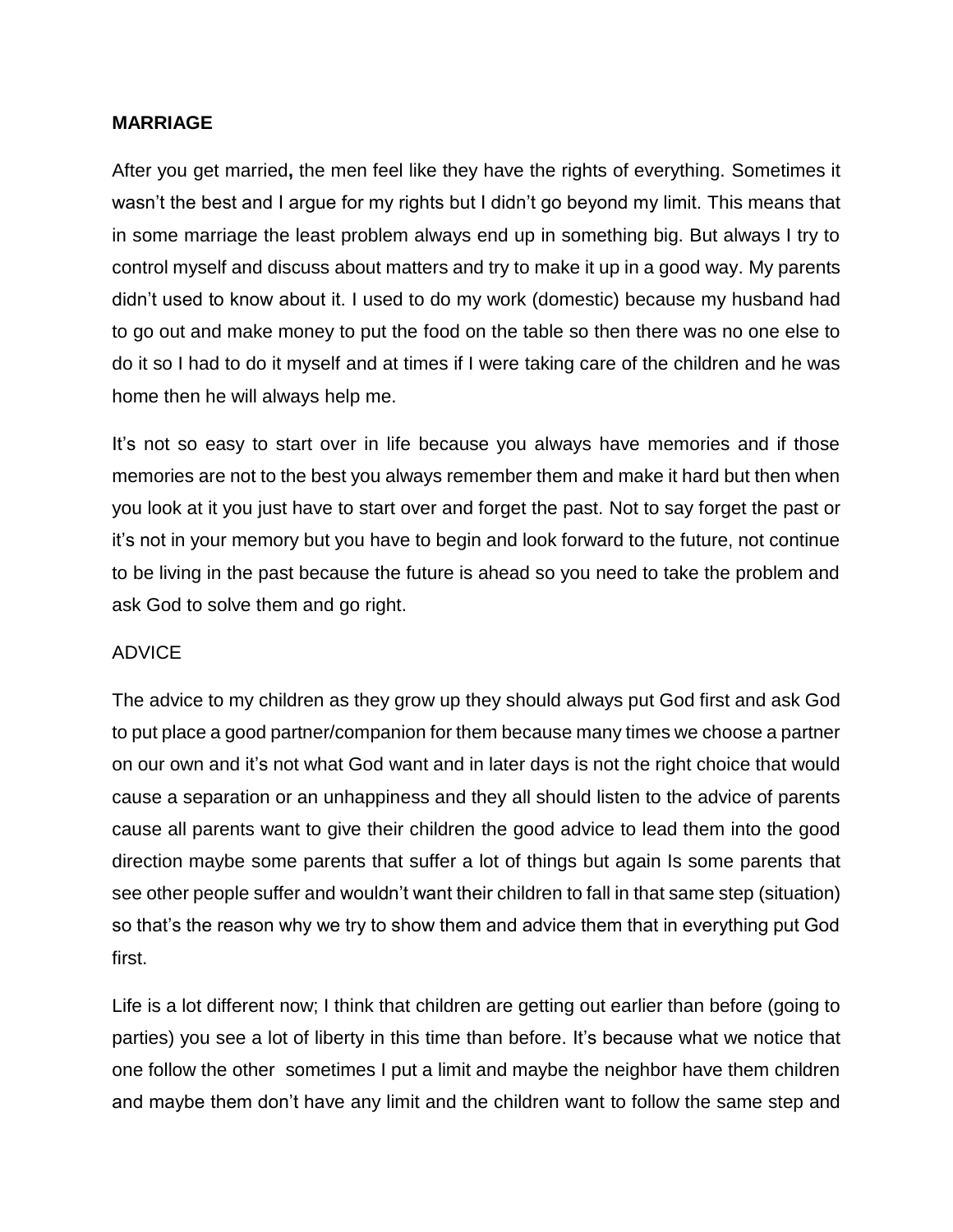**MARRIAGE**

After you get married**,** the men feel like they have the rights of everything. Sometimes it wasn't the best and I argue for my rights but I didn't go beyond my limit. This means that in some marriage the least problem always end up in something big. But always I try to control myself and discuss about matters and try to make it up in a good way. My parents didn't used to know about it. I used to do my work (domestic) because my husband had to go out and make money to put the food on the table so then there was no one else to do it so I had to do it myself and at times if I were taking care of the children and he was home then he will always help me.

It's not so easy to start over in life because you always have memories and if those memories are not to the best you always remember them and make it hard but then when you look at it you just have to start over and forget the past. Not to say forget the past or it's not in your memory but you have to begin and look forward to the future, not continue to be living in the past because the future is ahead so you need to take the problem and ask God to solve them and go right.

ADVICE

The advice to my children as they grow up they should always put God first and ask God to put place a good partner/companion for them because many times we choose a partner on our own and it's not what God want and in later days is not the right choice that would cause a separation or an unhappiness and they all should listen to the advice of parents cause all parents want to give their children the good advice to lead them into the good direction maybe some parents that suffer a lot of things but again Is some parents that see other people suffer and wouldn't want their children to fall in that same step (situation) so that's the reason why we try to show them and advice them that in everything put God first.

Life is a lot different now; I think that children are getting out earlier than before (going to parties) you see a lot of liberty in this time than before. It's because what we notice that one follow the other sometimes I put a limit and maybe the neighbor have them children and maybe them don't have any limit and the children want to follow the same step and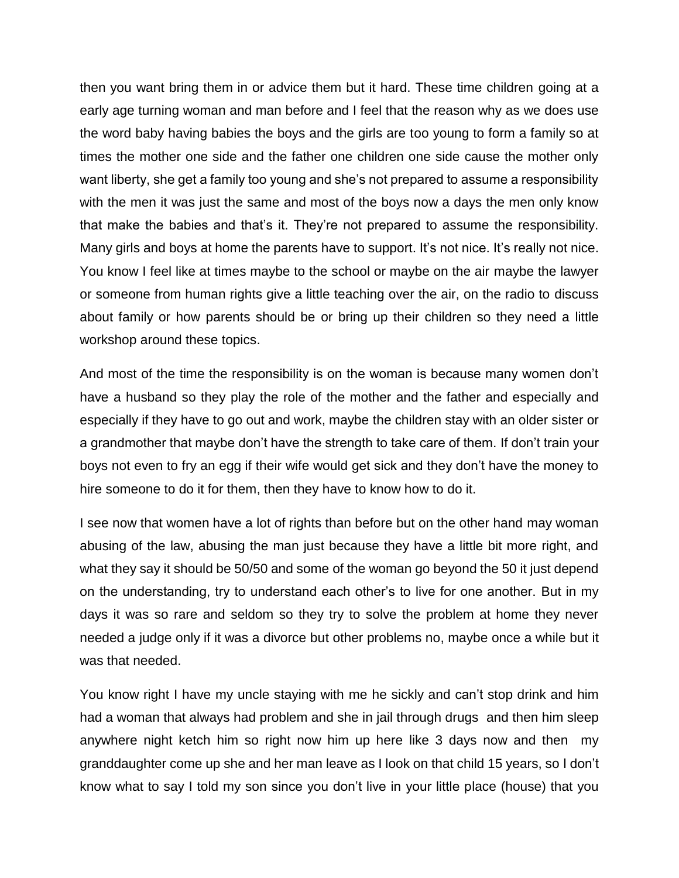then you want bring them in or advice them but it hard. These time children going at a early age turning woman and man before and I feel that the reason why as we does use the word baby having babies the boys and the girls are too young to form a family so at times the mother one side and the father one children one side cause the mother only want liberty, she get a family too young and she's not prepared to assume a responsibility with the men it was just the same and most of the boys now a days the men only know that make the babies and that's it. They're not prepared to assume the responsibility. Many girls and boys at home the parents have to support. It's not nice. It's really not nice. You know I feel like at times maybe to the school or maybe on the air maybe the lawyer or someone from human rights give a little teaching over the air, on the radio to discuss about family or how parents should be or bring up their children so they need a little workshop around these topics.

And most of the time the responsibility is on the woman is because many women don't have a husband so they play the role of the mother and the father and especially and especially if they have to go out and work, maybe the children stay with an older sister or a grandmother that maybe don't have the strength to take care of them. If don't train your boys not even to fry an egg if their wife would get sick and they don't have the money to hire someone to do it for them, then they have to know how to do it.

I see now that women have a lot of rights than before but on the other hand may woman abusing of the law, abusing the man just because they have a little bit more right, and what they say it should be 50/50 and some of the woman go beyond the 50 it just depend on the understanding, try to understand each other's to live for one another. But in my days it was so rare and seldom so they try to solve the problem at home they never needed a judge only if it was a divorce but other problems no, maybe once a while but it was that needed.

You know right I have my uncle staying with me he sickly and can't stop drink and him had a woman that always had problem and she in jail through drugs and then him sleep anywhere night ketch him so right now him up here like 3 days now and then my granddaughter come up she and her man leave as I look on that child 15 years, so I don't know what to say I told my son since you don't live in your little place (house) that you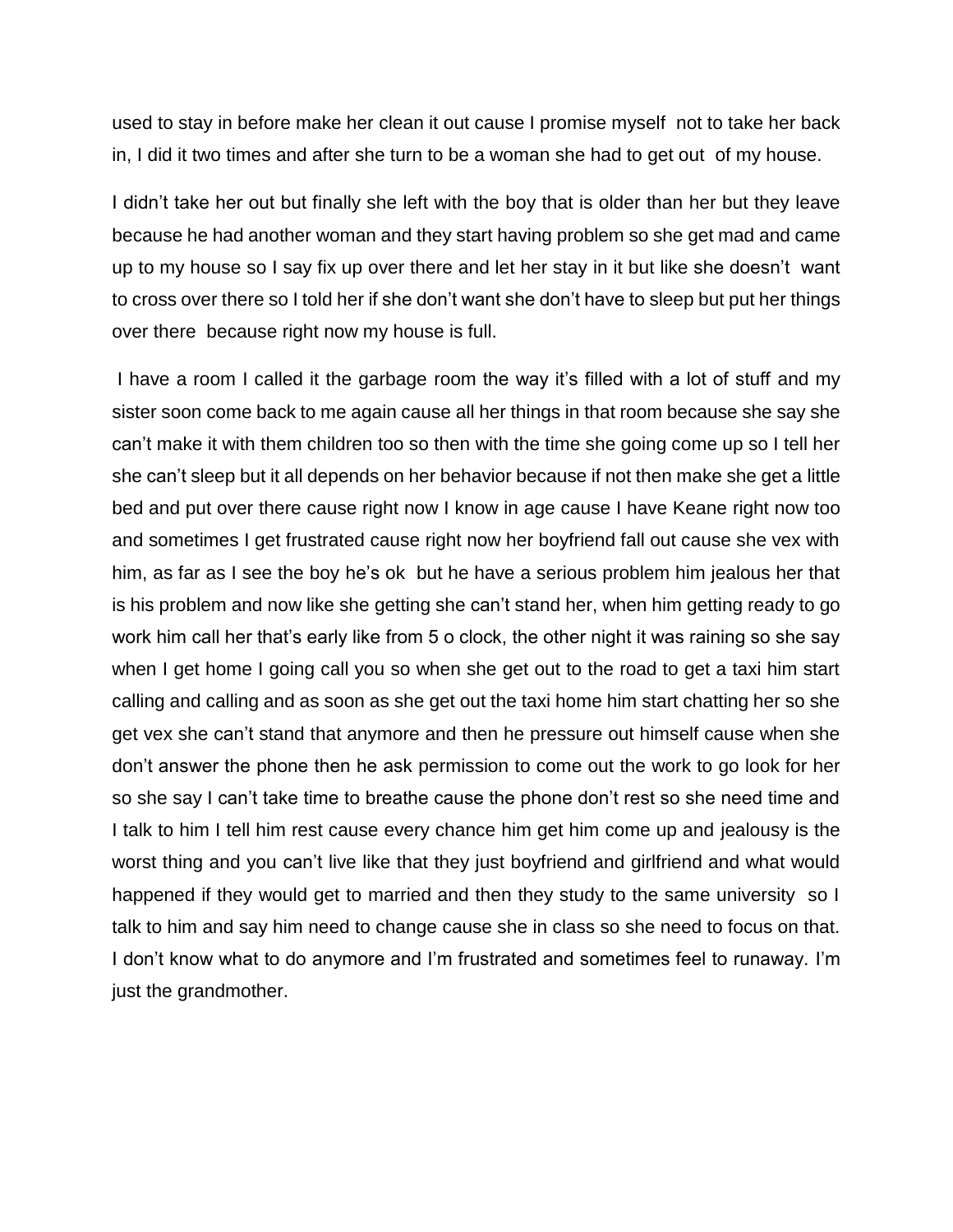used to stay in before make her clean it out cause I promise myself not to take her back in, I did it two times and after she turn to be a woman she had to get out of my house.

I didn't take her out but finally she left with the boy that is older than her but they leave because he had another woman and they start having problem so she get mad and came up to my house so I say fix up over there and let her stay in it but like she doesn't want to cross over there so I told her if she don't want she don't have to sleep but put her things over there because right now my house is full.

I have a room I called it the garbage room the way it's filled with a lot of stuff and my sister soon come back to me again cause all her things in that room because she say she can't make it with them children too so then with the time she going come up so I tell her she can't sleep but it all depends on her behavior because if not then make she get a little bed and put over there cause right now I know in age cause I have Keane right now too and sometimes I get frustrated cause right now her boyfriend fall out cause she vex with him, as far as I see the boy he's ok but he have a serious problem him jealous her that is his problem and now like she getting she can't stand her, when him getting ready to go work him call her that's early like from 5 o clock, the other night it was raining so she say when I get home I going call you so when she get out to the road to get a taxi him start calling and calling and as soon as she get out the taxi home him start chatting her so she get vex she can't stand that anymore and then he pressure out himself cause when she don't answer the phone then he ask permission to come out the work to go look for her so she say I can't take time to breathe cause the phone don't rest so she need time and I talk to him I tell him rest cause every chance him get him come up and jealousy is the worst thing and you can't live like that they just boyfriend and girlfriend and what would happened if they would get to married and then they study to the same university so I talk to him and say him need to change cause she in class so she need to focus on that. I don't know what to do anymore and I'm frustrated and sometimes feel to runaway. I'm just the grandmother.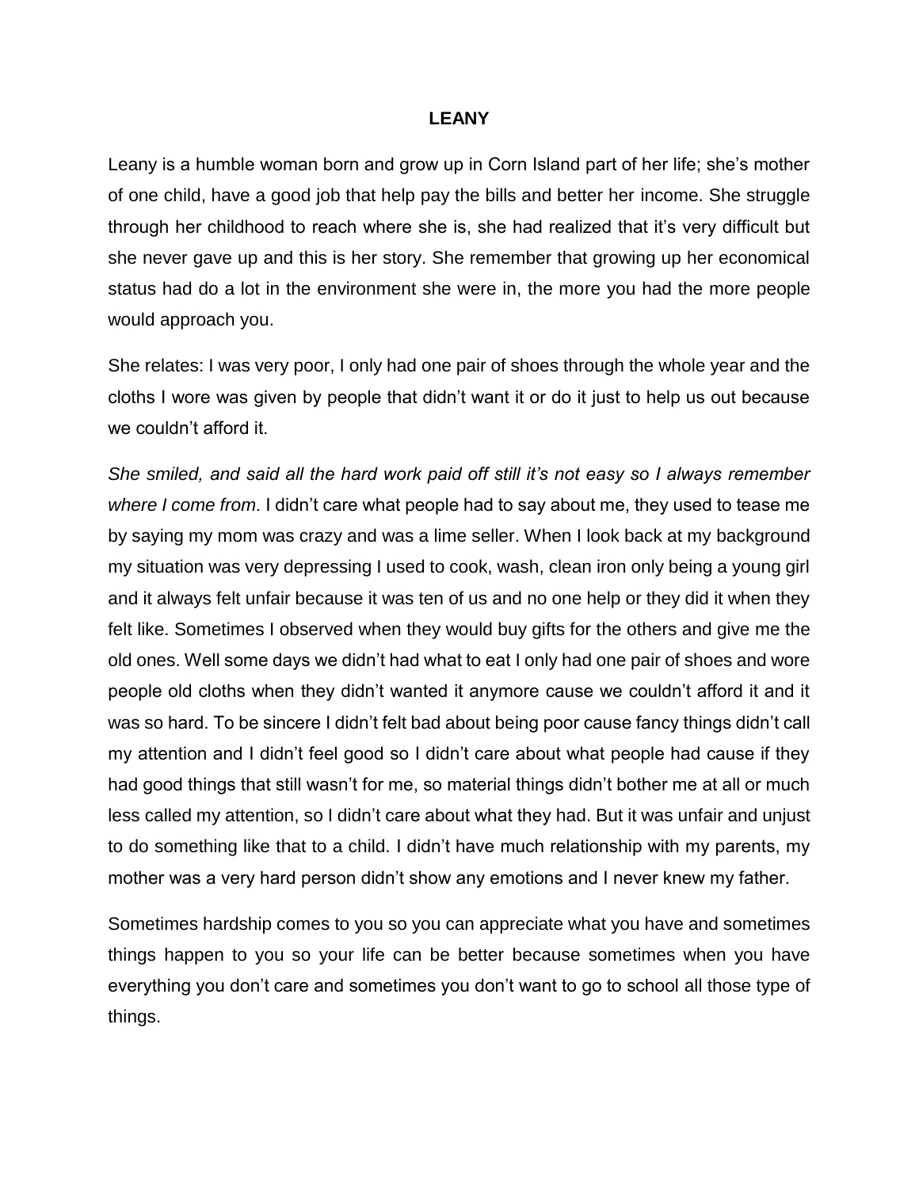# LEANY

Leany is a humble woman born and grow up in Corn Island part of her life; she's mother of one child, have a good job that help pay the bills and better her income. She struggle through her childhood to reach where she is, she had realized that it's very difficult but she never gave up and this is her story. She remember that growing up her economical status had do a lot in the environment she were in, the more you had the more people would approach you.

She relates: I was very poor, I only had one pair of shoes through the whole year and the cloths I wore was given by people that didn't want it or do it just to help us out because we couldn't afford it.

*She smiled, and said all the hard work paid off still it's not easy so I always remember where I come from*. I didn't care what people had to say about me, they used to tease me by saying my mom was crazy and was a lime seller. When I look back at my background my situation was very depressing I used to cook, wash, clean iron only being a young girl and it always felt unfair because it was ten of us and no one help or they did it when they felt like. Sometimes I observed when they would buy gifts for the others and give me the old ones. Well some days we didn't had what to eat I only had one pair of shoes and wore people old cloths when they didn't wanted it anymore cause we couldn't afford it and it was so hard. To be sincere I didn't felt bad about being poor cause fancy things didn't call my attention and I didn't feel good so I didn't care about what people had cause if they had good things that still wasn't for me, so material things didn't bother me at all or much less called my attention, so I didn't care about what they had. But it was unfair and unjust to do something like that to a child. I didn't have much relationship with my parents, my mother was a very hard person didn't show any emotions and I never knew my father.

Sometimes hardship comes to you so you can appreciate what you have and sometimes things happen to you so your life can be better because sometimes when you have everything you don't care and sometimes you don't want to go to school all those type of things.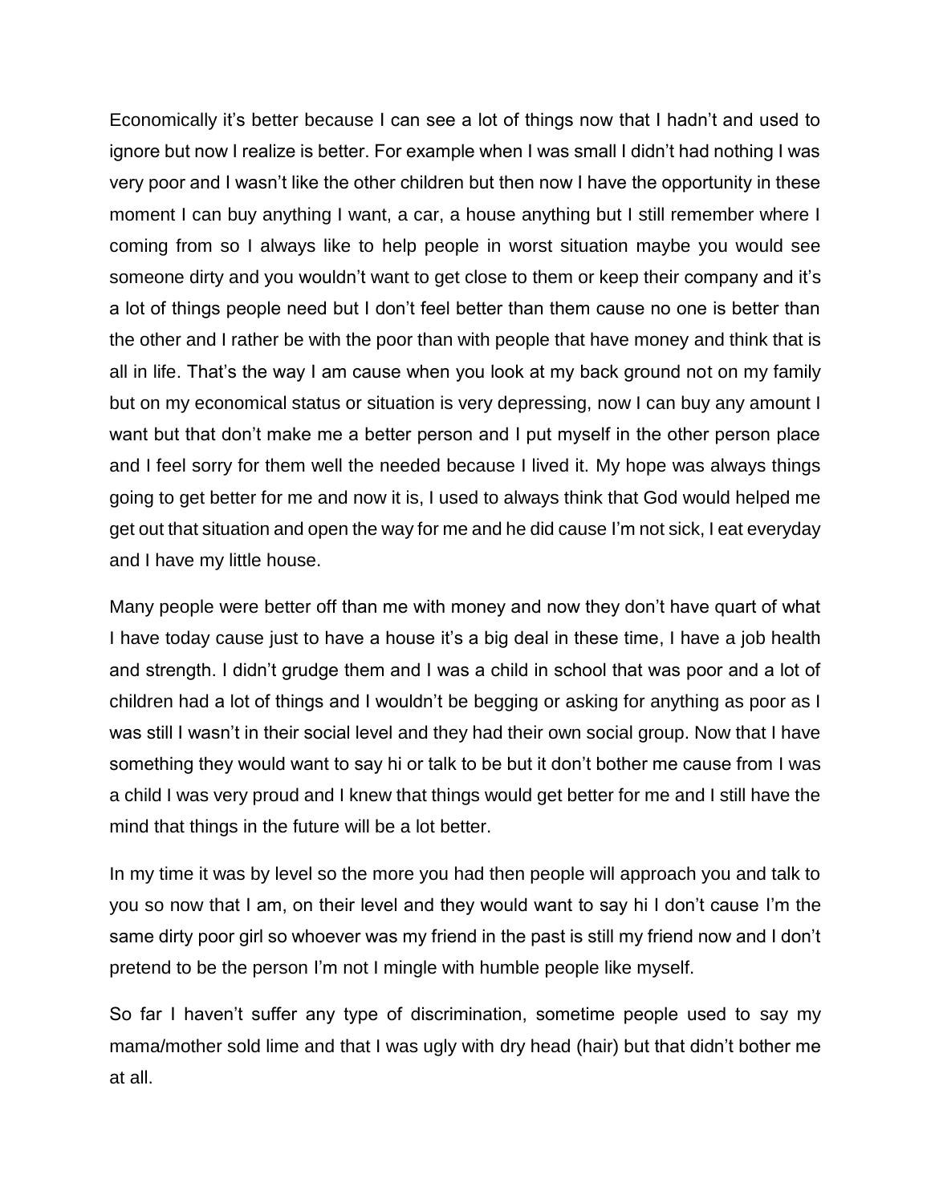Economically it's better because I can see a lot of things now that I hadn't and used to ignore but now I realize is better. For example when I was small I didn't had nothing I was very poor and I wasn't like the other children but then now I have the opportunity in these moment I can buy anything I want, a car, a house anything but I still remember where I coming from so I always like to help people in worst situation maybe you would see someone dirty and you wouldn't want to get close to them or keep their company and it's a lot of things people need but I don't feel better than them cause no one is better than the other and I rather be with the poor than with people that have money and think that is all in life. That's the way I am cause when you look at my back ground not on my family but on my economical status or situation is very depressing, now I can buy any amount I want but that don't make me a better person and I put myself in the other person place and I feel sorry for them well the needed because I lived it. My hope was always things going to get better for me and now it is, I used to always think that God would helped me get out that situation and open the way for me and he did cause I'm not sick, I eat everyday and I have my little house.

Many people were better off than me with money and now they don't have quart of what I have today cause just to have a house it's a big deal in these time, I have a job health and strength. I didn't grudge them and I was a child in school that was poor and a lot of children had a lot of things and I wouldn't be begging or asking for anything as poor as I was still I wasn't in their social level and they had their own social group. Now that I have something they would want to say hi or talk to be but it don't bother me cause from I was a child I was very proud and I knew that things would get better for me and I still have the mind that things in the future will be a lot better.

In my time it was by level so the more you had then people will approach you and talk to you so now that I am, on their level and they would want to say hi I don't cause I'm the same dirty poor girl so whoever was my friend in the past is still my friend now and I don't pretend to be the person I'm not I mingle with humble people like myself.

So far I haven't suffer any type of discrimination, sometime people used to say my mama/mother sold lime and that I was ugly with dry head (hair) but that didn't bother me at all.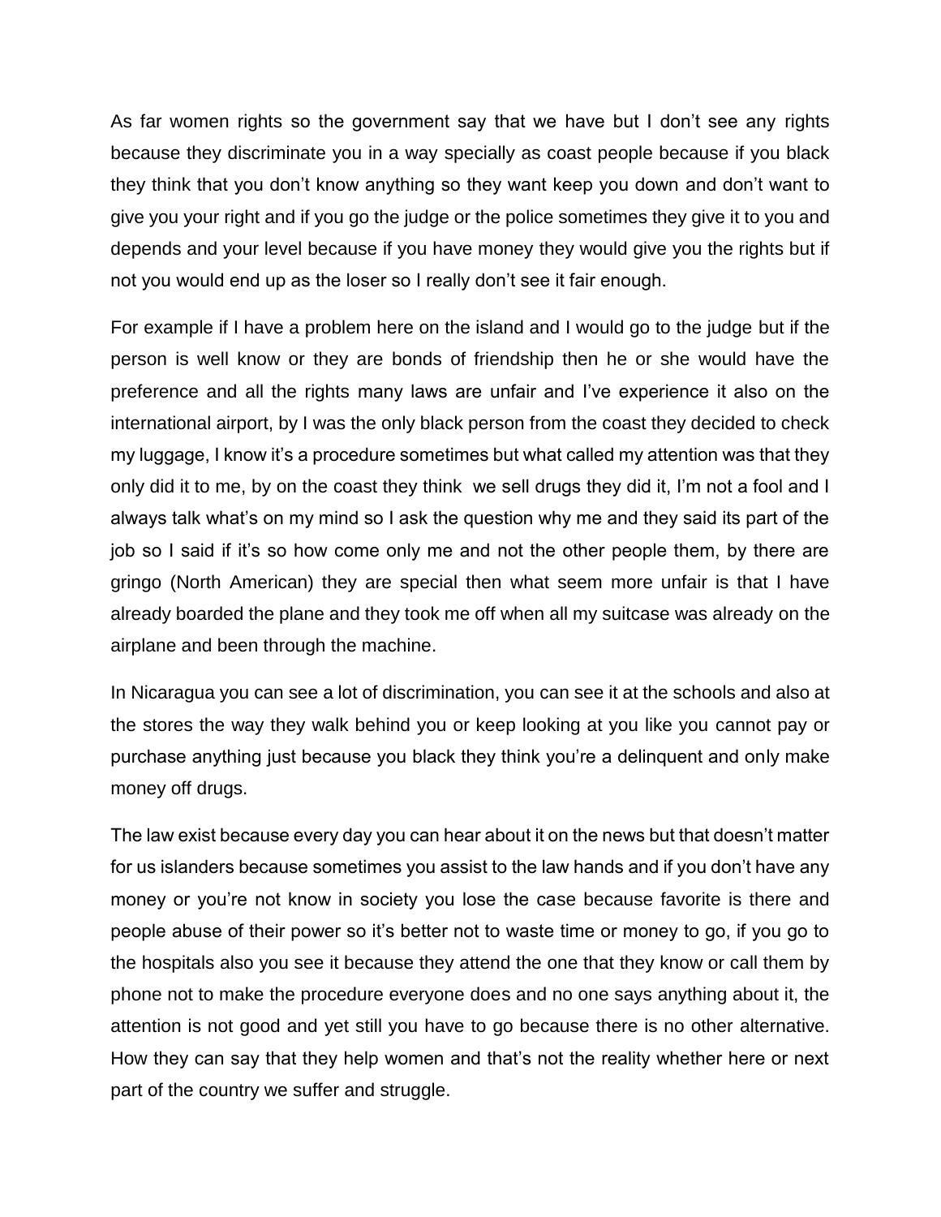As far women rights so the government say that we have but I don't see any rights because they discriminate you in a way specially as coast people because if you black they think that you don't know anything so they want keep you down and don't want to give you your right and if you go the judge or the police sometimes they give it to you and depends and your level because if you have money they would give you the rights but if not you would end up as the loser so I really don't see it fair enough.

For example if I have a problem here on the island and I would go to the judge but if the person is well know or they are bonds of friendship then he or she would have the preference and all the rights many laws are unfair and I've experience it also on the international airport, by I was the only black person from the coast they decided to check my luggage, I know it's a procedure sometimes but what called my attention was that they only did it to me, by on the coast they think we sell drugs they did it, I'm not a fool and I always talk what's on my mind so I ask the question why me and they said its part of the job so I said if it's so how come only me and not the other people them, by there are gringo (North American) they are special then what seem more unfair is that I have already boarded the plane and they took me off when all my suitcase was already on the airplane and been through the machine.

In Nicaragua you can see a lot of discrimination, you can see it at the schools and also at the stores the way they walk behind you or keep looking at you like you cannot pay or purchase anything just because you black they think you're a delinquent and only make money off drugs.

The law exist because every day you can hear about it on the news but that doesn't matter for us islanders because sometimes you assist to the law hands and if you don't have any money or you're not know in society you lose the case because favorite is there and people abuse of their power so it's better not to waste time or money to go, if you go to the hospitals also you see it because they attend the one that they know or call them by phone not to make the procedure everyone does and no one says anything about it, the attention is not good and yet still you have to go because there is no other alternative. How they can say that they help women and that's not the reality whether here or next part of the country we suffer and struggle.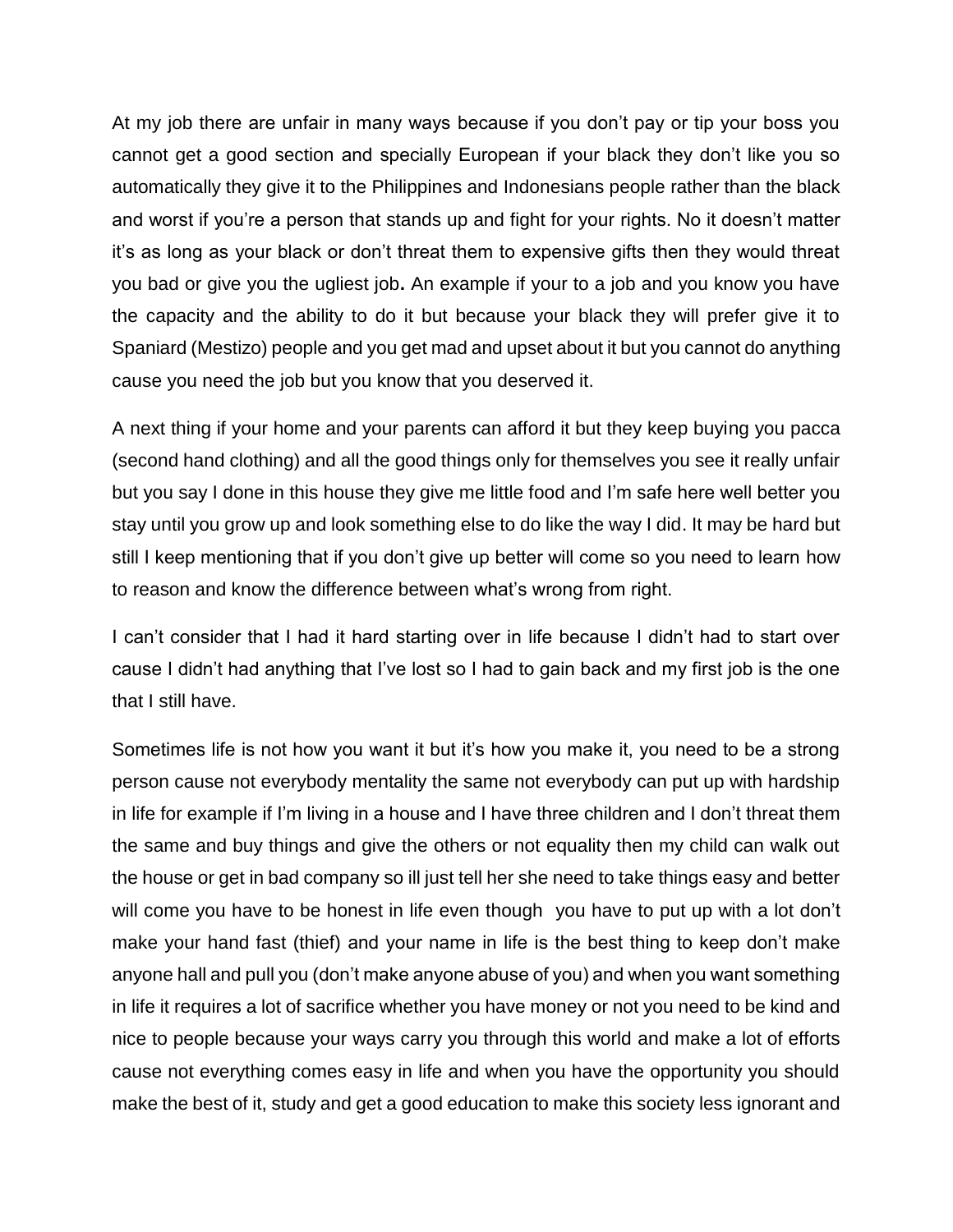At my job there are unfair in many ways because if you don't pay or tip your boss you cannot get a good section and specially European if your black they don't like you so automatically they give it to the Philippines and Indonesians people rather than the black and worst if you're a person that stands up and fight for your rights. No it doesn't matter it's as long as your black or don't threat them to expensive gifts then they would threat you bad or give you the ugliest job**.** An example if your to a job and you know you have the capacity and the ability to do it but because your black they will prefer give it to Spaniard (Mestizo) people and you get mad and upset about it but you cannot do anything cause you need the job but you know that you deserved it.

A next thing if your home and your parents can afford it but they keep buying you pacca (second hand clothing) and all the good things only for themselves you see it really unfair but you say I done in this house they give me little food and I'm safe here well better you stay until you grow up and look something else to do like the way I did. It may be hard but still I keep mentioning that if you don't give up better will come so you need to learn how to reason and know the difference between what's wrong from right.

I can't consider that I had it hard starting over in life because I didn't had to start over cause I didn't had anything that I've lost so I had to gain back and my first job is the one that I still have.

Sometimes life is not how you want it but it's how you make it, you need to be a strong person cause not everybody mentality the same not everybody can put up with hardship in life for example if I'm living in a house and I have three children and I don't threat them the same and buy things and give the others or not equality then my child can walk out the house or get in bad company so ill just tell her she need to take things easy and better will come you have to be honest in life even though you have to put up with a lot don't make your hand fast (thief) and your name in life is the best thing to keep don't make anyone hall and pull you (don't make anyone abuse of you) and when you want something in life it requires a lot of sacrifice whether you have money or not you need to be kind and nice to people because your ways carry you through this world and make a lot of efforts cause not everything comes easy in life and when you have the opportunity you should make the best of it, study and get a good education to make this society less ignorant and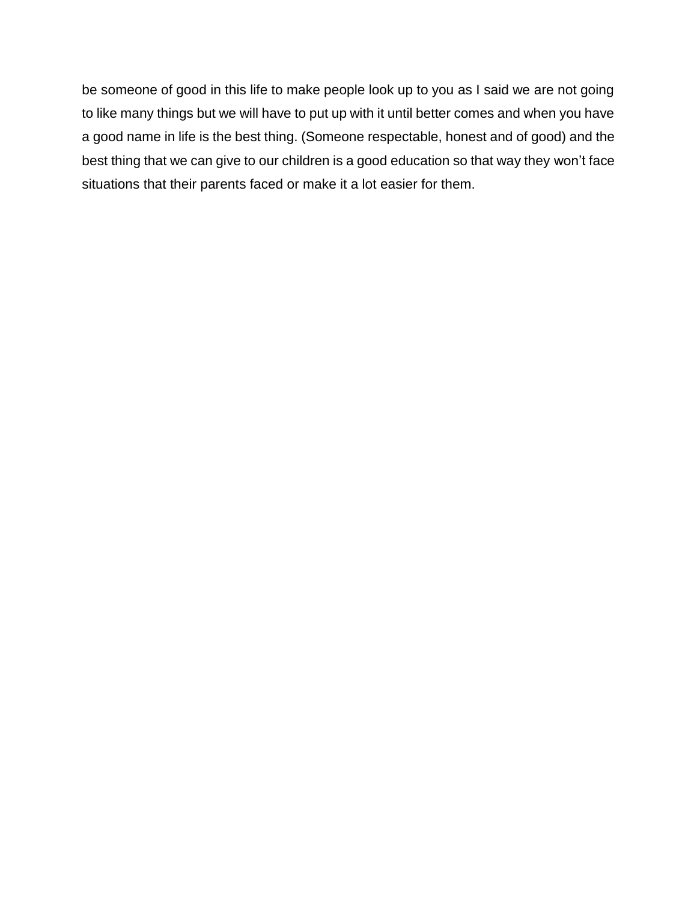be someone of good in this life to make people look up to you as I said we are not going to like many things but we will have to put up with it until better comes and when you have a good name in life is the best thing. (Someone respectable, honest and of good) and the best thing that we can give to our children is a good education so that way they won't face situations that their parents faced or make it a lot easier for them.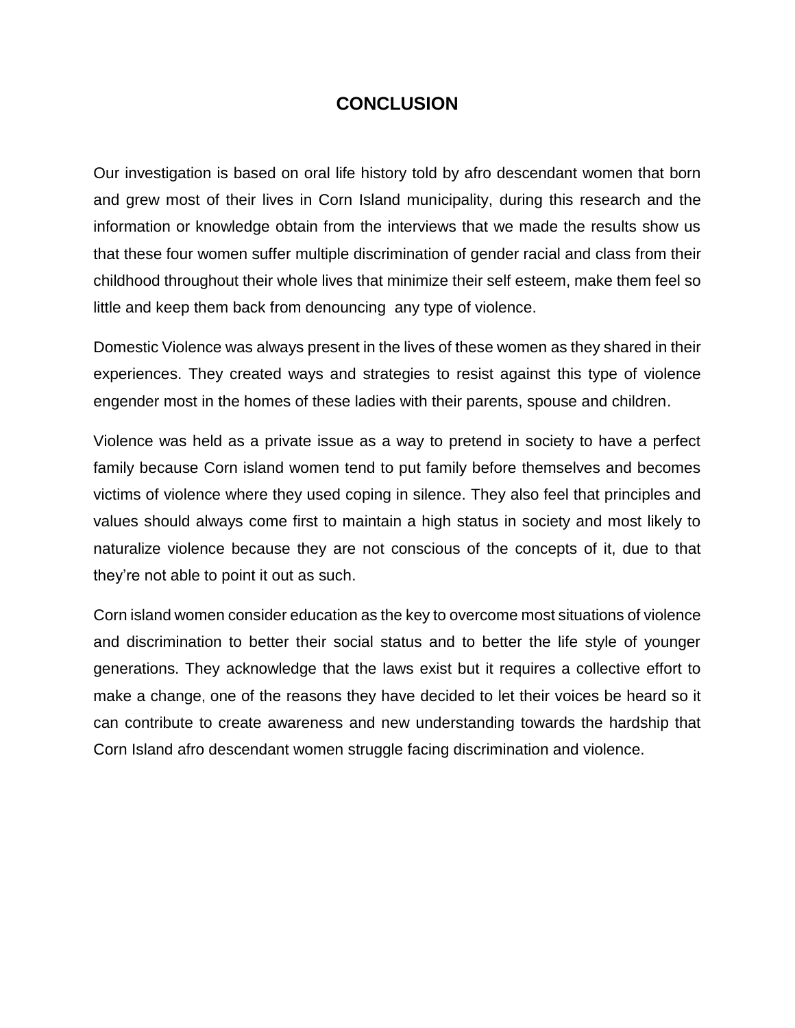# CONCLUSION

Our investigation is based on oral life history told by afro descendant women that born and grew most of their lives in Corn Island municipality, during this research and the information or knowledge obtain from the interviews that we made the results show us that these four women suffer multiple discrimination of gender racial and class from their childhood throughout their whole lives that minimize their self esteem, make them feel so little and keep them back from denouncing any type of violence.

Domestic Violence was always present in the lives of these women as they shared in their experiences. They created ways and strategies to resist against this type of violence engender most in the homes of these ladies with their parents, spouse and children.

Violence was held as a private issue as a way to pretend in society to have a perfect family because Corn island women tend to put family before themselves and becomes victims of violence where they used coping in silence. They also feel that principles and values should always come first to maintain a high status in society and most likely to naturalize violence because they are not conscious of the concepts of it, due to that they're not able to point it out as such.

Corn island women consider education as the key to overcome most situations of violence and discrimination to better their social status and to better the life style of younger generations. They acknowledge that the laws exist but it requires a collective effort to make a change, one of the reasons they have decided to let their voices be heard so it can contribute to create awareness and new understanding towards the hardship that Corn Island afro descendant women struggle facing discrimination and violence.